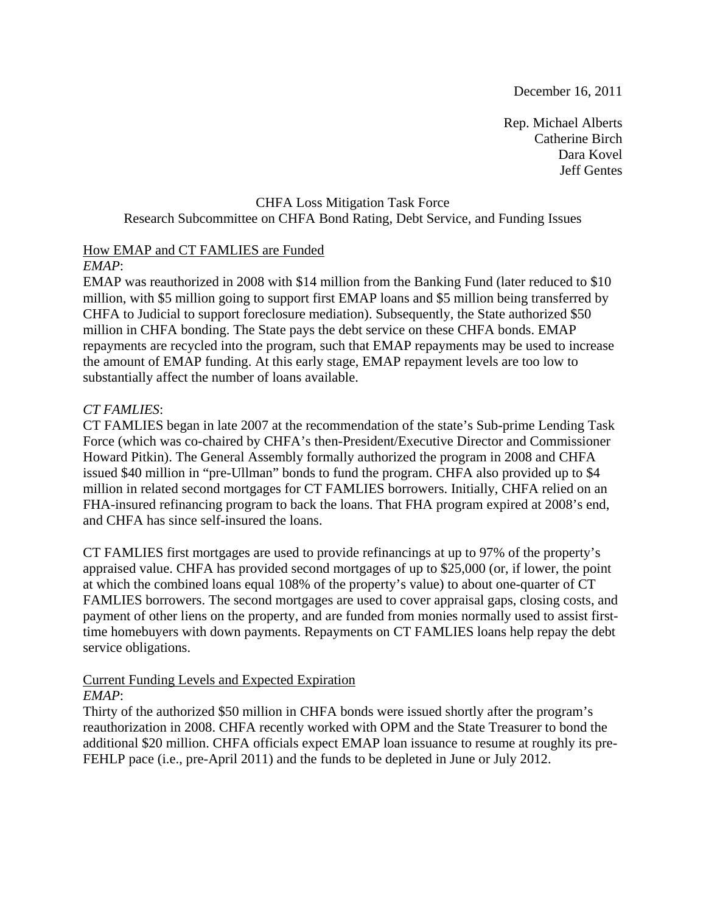December 16, 2011

Rep. Michael Alberts
Catherine Birch
Dara Kovel
Jeff Gentes

CHFA Loss Mitigation Task Force
Research Subcommittee on CHFA Bond Rating, Debt Service, and Funding Issues

## How EMAP and CT FAMLIES are Funded

*EMAP*:

EMAP was reauthorized in 2008 with $14 million from the Banking Fund (later reduced to $10 million, with $5 million going to support first EMAP loans and $5 million being transferred by CHFA to Judicial to support foreclosure mediation). Subsequently, the State authorized $50 million in CHFA bonding. The State pays the debt service on these CHFA bonds. EMAP repayments are recycled into the program, such that EMAP repayments may be used to increase the amount of EMAP funding. At this early stage, EMAP repayment levels are too low to substantially affect the number of loans available.

*CT FAMLIES*:

CT FAMLIES began in late 2007 at the recommendation of the state's Sub-prime Lending Task Force (which was co-chaired by CHFA's then-President/Executive Director and Commissioner Howard Pitkin). The General Assembly formally authorized the program in 2008 and CHFA issued $40 million in "pre-Ullman" bonds to fund the program. CHFA also provided up to $4 million in related second mortgages for CT FAMLIES borrowers. Initially, CHFA relied on an FHA-insured refinancing program to back the loans. That FHA program expired at 2008's end, and CHFA has since self-insured the loans.

CT FAMLIES first mortgages are used to provide refinancings at up to 97% of the property's appraised value. CHFA has provided second mortgages of up to $25,000 (or, if lower, the point at which the combined loans equal 108% of the property's value) to about one-quarter of CT FAMLIES borrowers. The second mortgages are used to cover appraisal gaps, closing costs, and payment of other liens on the property, and are funded from monies normally used to assist first-time homebuyers with down payments. Repayments on CT FAMLIES loans help repay the debt service obligations.

## Current Funding Levels and Expected Expiration

*EMAP*:

Thirty of the authorized $50 million in CHFA bonds were issued shortly after the program's reauthorization in 2008. CHFA recently worked with OPM and the State Treasurer to bond the additional $20 million. CHFA officials expect EMAP loan issuance to resume at roughly its pre-FEHLP pace (i.e., pre-April 2011) and the funds to be depleted in June or July 2012.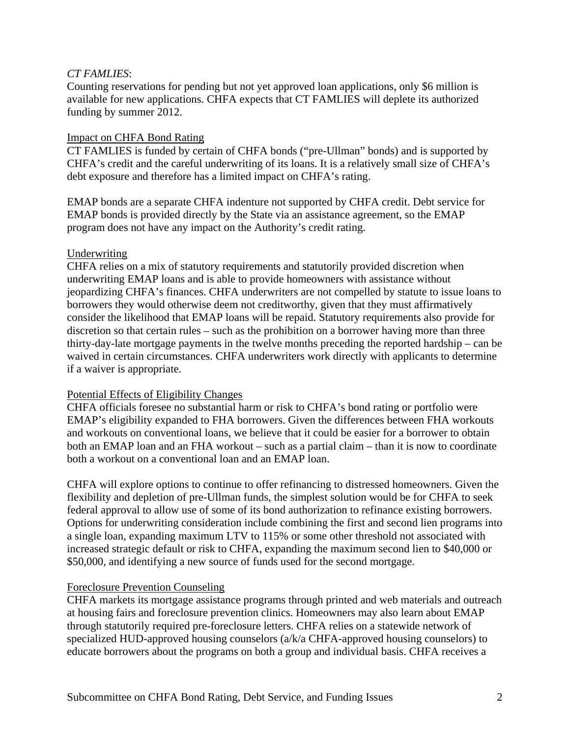*CT FAMLIES*:

Counting reservations for pending but not yet approved loan applications, only $6 million is available for new applications. CHFA expects that CT FAMLIES will deplete its authorized funding by summer 2012.

## Impact on CHFA Bond Rating

CT FAMLIES is funded by certain of CHFA bonds ("pre-Ullman" bonds) and is supported by CHFA's credit and the careful underwriting of its loans. It is a relatively small size of CHFA's debt exposure and therefore has a limited impact on CHFA's rating.

EMAP bonds are a separate CHFA indenture not supported by CHFA credit. Debt service for EMAP bonds is provided directly by the State via an assistance agreement, so the EMAP program does not have any impact on the Authority's credit rating.

## Underwriting

CHFA relies on a mix of statutory requirements and statutorily provided discretion when underwriting EMAP loans and is able to provide homeowners with assistance without jeopardizing CHFA's finances. CHFA underwriters are not compelled by statute to issue loans to borrowers they would otherwise deem not creditworthy, given that they must affirmatively consider the likelihood that EMAP loans will be repaid. Statutory requirements also provide for discretion so that certain rules – such as the prohibition on a borrower having more than three thirty-day-late mortgage payments in the twelve months preceding the reported hardship – can be waived in certain circumstances. CHFA underwriters work directly with applicants to determine if a waiver is appropriate.

## Potential Effects of Eligibility Changes

CHFA officials foresee no substantial harm or risk to CHFA's bond rating or portfolio were EMAP's eligibility expanded to FHA borrowers. Given the differences between FHA workouts and workouts on conventional loans, we believe that it could be easier for a borrower to obtain both an EMAP loan and an FHA workout – such as a partial claim – than it is now to coordinate both a workout on a conventional loan and an EMAP loan.

CHFA will explore options to continue to offer refinancing to distressed homeowners. Given the flexibility and depletion of pre-Ullman funds, the simplest solution would be for CHFA to seek federal approval to allow use of some of its bond authorization to refinance existing borrowers. Options for underwriting consideration include combining the first and second lien programs into a single loan, expanding maximum LTV to 115% or some other threshold not associated with increased strategic default or risk to CHFA, expanding the maximum second lien to $40,000 or $50,000, and identifying a new source of funds used for the second mortgage.

## Foreclosure Prevention Counseling

CHFA markets its mortgage assistance programs through printed and web materials and outreach at housing fairs and foreclosure prevention clinics. Homeowners may also learn about EMAP through statutorily required pre-foreclosure letters. CHFA relies on a statewide network of specialized HUD-approved housing counselors (a/k/a CHFA-approved housing counselors) to educate borrowers about the programs on both a group and individual basis. CHFA receives a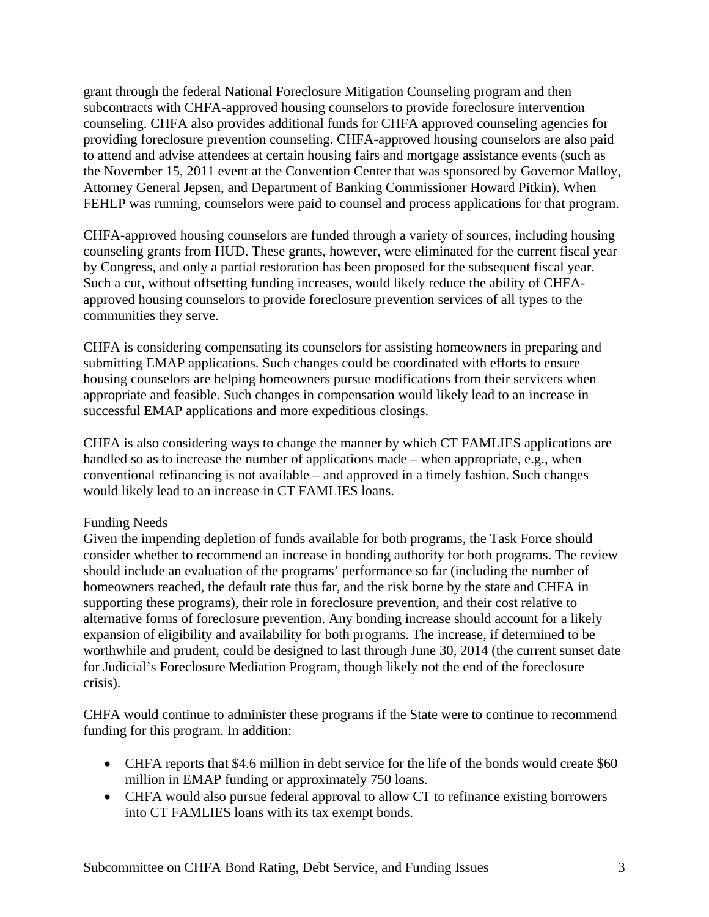grant through the federal National Foreclosure Mitigation Counseling program and then subcontracts with CHFA-approved housing counselors to provide foreclosure intervention counseling. CHFA also provides additional funds for CHFA approved counseling agencies for providing foreclosure prevention counseling. CHFA-approved housing counselors are also paid to attend and advise attendees at certain housing fairs and mortgage assistance events (such as the November 15, 2011 event at the Convention Center that was sponsored by Governor Malloy, Attorney General Jepsen, and Department of Banking Commissioner Howard Pitkin). When FEHLP was running, counselors were paid to counsel and process applications for that program.

CHFA-approved housing counselors are funded through a variety of sources, including housing counseling grants from HUD. These grants, however, were eliminated for the current fiscal year by Congress, and only a partial restoration has been proposed for the subsequent fiscal year. Such a cut, without offsetting funding increases, would likely reduce the ability of CHFA-approved housing counselors to provide foreclosure prevention services of all types to the communities they serve.

CHFA is considering compensating its counselors for assisting homeowners in preparing and submitting EMAP applications. Such changes could be coordinated with efforts to ensure housing counselors are helping homeowners pursue modifications from their servicers when appropriate and feasible. Such changes in compensation would likely lead to an increase in successful EMAP applications and more expeditious closings.

CHFA is also considering ways to change the manner by which CT FAMLIES applications are handled so as to increase the number of applications made – when appropriate, e.g., when conventional refinancing is not available – and approved in a timely fashion. Such changes would likely lead to an increase in CT FAMLIES loans.

Funding Needs

Given the impending depletion of funds available for both programs, the Task Force should consider whether to recommend an increase in bonding authority for both programs. The review should include an evaluation of the programs' performance so far (including the number of homeowners reached, the default rate thus far, and the risk borne by the state and CHFA in supporting these programs), their role in foreclosure prevention, and their cost relative to alternative forms of foreclosure prevention. Any bonding increase should account for a likely expansion of eligibility and availability for both programs. The increase, if determined to be worthwhile and prudent, could be designed to last through June 30, 2014 (the current sunset date for Judicial's Foreclosure Mediation Program, though likely not the end of the foreclosure crisis).

CHFA would continue to administer these programs if the State were to continue to recommend funding for this program. In addition:

- CHFA reports that $4.6 million in debt service for the life of the bonds would create $60 million in EMAP funding or approximately 750 loans.
- CHFA would also pursue federal approval to allow CT to refinance existing borrowers into CT FAMLIES loans with its tax exempt bonds.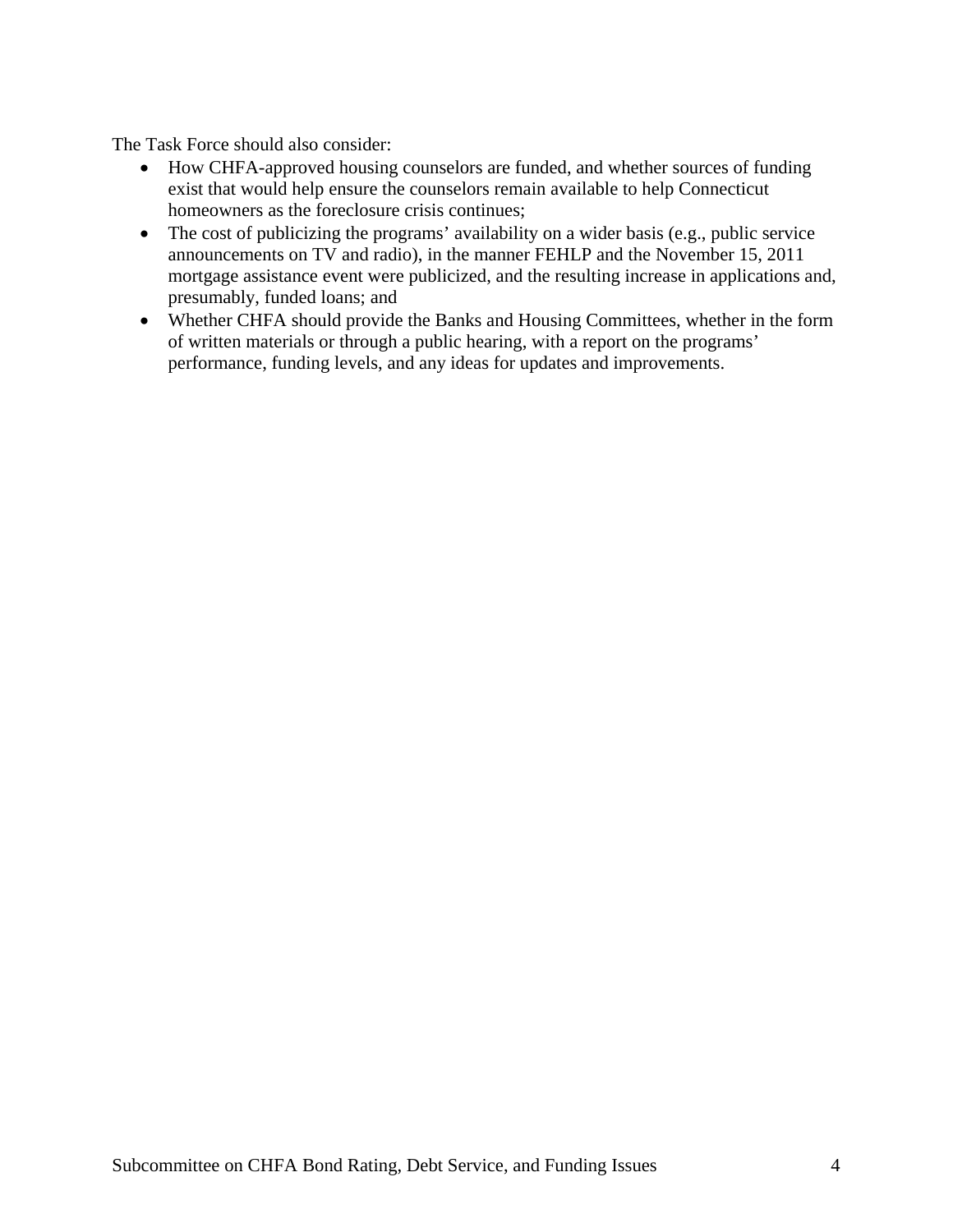The Task Force should also consider:

- How CHFA-approved housing counselors are funded, and whether sources of funding exist that would help ensure the counselors remain available to help Connecticut homeowners as the foreclosure crisis continues;
- The cost of publicizing the programs' availability on a wider basis (e.g., public service announcements on TV and radio), in the manner FEHLP and the November 15, 2011 mortgage assistance event were publicized, and the resulting increase in applications and, presumably, funded loans; and
- Whether CHFA should provide the Banks and Housing Committees, whether in the form of written materials or through a public hearing, with a report on the programs' performance, funding levels, and any ideas for updates and improvements.